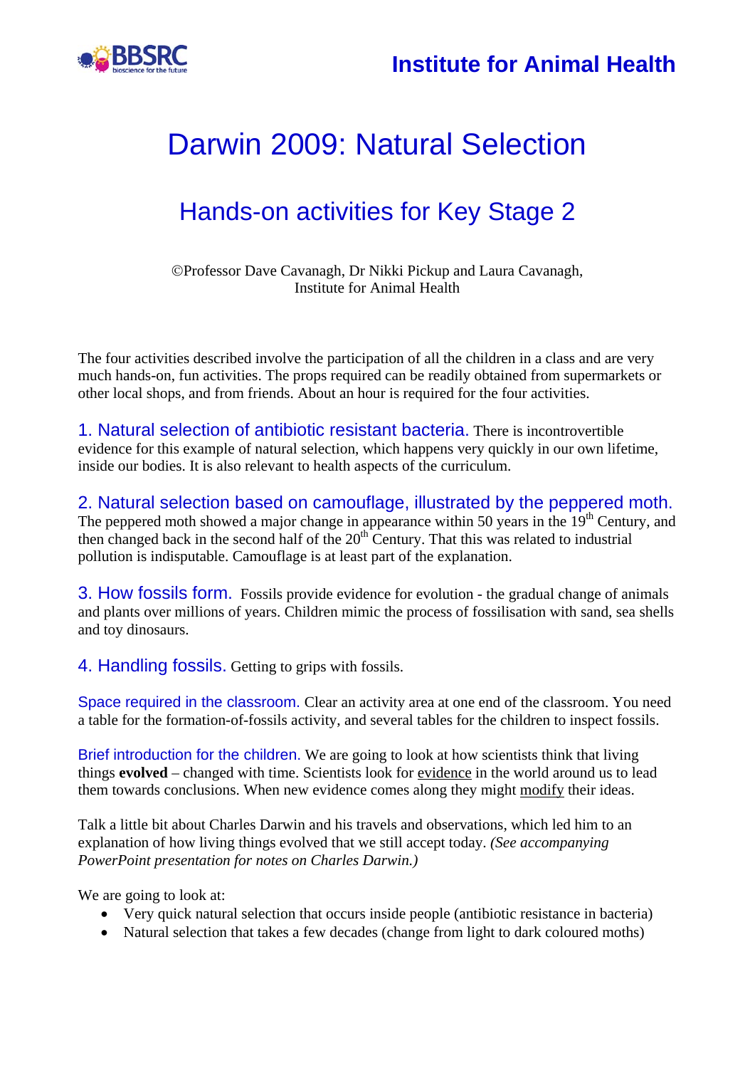BBSRC bioscience for the future

Institute for Animal Health

# Darwin 2009: Natural Selection

## Hands-on activities for Key Stage 2

©Professor Dave Cavanagh, Dr Nikki Pickup and Laura Cavanagh,
Institute for Animal Health

The four activities described involve the participation of all the children in a class and are very much hands-on, fun activities. The props required can be readily obtained from supermarkets or other local shops, and from friends. About an hour is required for the four activities.

1. Natural selection of antibiotic resistant bacteria. There is incontrovertible evidence for this example of natural selection, which happens very quickly in our own lifetime, inside our bodies. It is also relevant to health aspects of the curriculum.

2. Natural selection based on camouflage, illustrated by the peppered moth. The peppered moth showed a major change in appearance within 50 years in the 19th Century, and then changed back in the second half of the 20th Century. That this was related to industrial pollution is indisputable. Camouflage is at least part of the explanation.

3. How fossils form. Fossils provide evidence for evolution - the gradual change of animals and plants over millions of years. Children mimic the process of fossilisation with sand, sea shells and toy dinosaurs.

4. Handling fossils. Getting to grips with fossils.

Space required in the classroom. Clear an activity area at one end of the classroom. You need a table for the formation-of-fossils activity, and several tables for the children to inspect fossils.

Brief introduction for the children. We are going to look at how scientists think that living things **evolved** – changed with time. Scientists look for <u>evidence</u> in the world around us to lead them towards conclusions. When new evidence comes along they might <u>modify</u> their ideas.

Talk a little bit about Charles Darwin and his travels and observations, which led him to an explanation of how living things evolved that we still accept today. *(See accompanying PowerPoint presentation for notes on Charles Darwin.)*

We are going to look at:

- Very quick natural selection that occurs inside people (antibiotic resistance in bacteria)
- Natural selection that takes a few decades (change from light to dark coloured moths)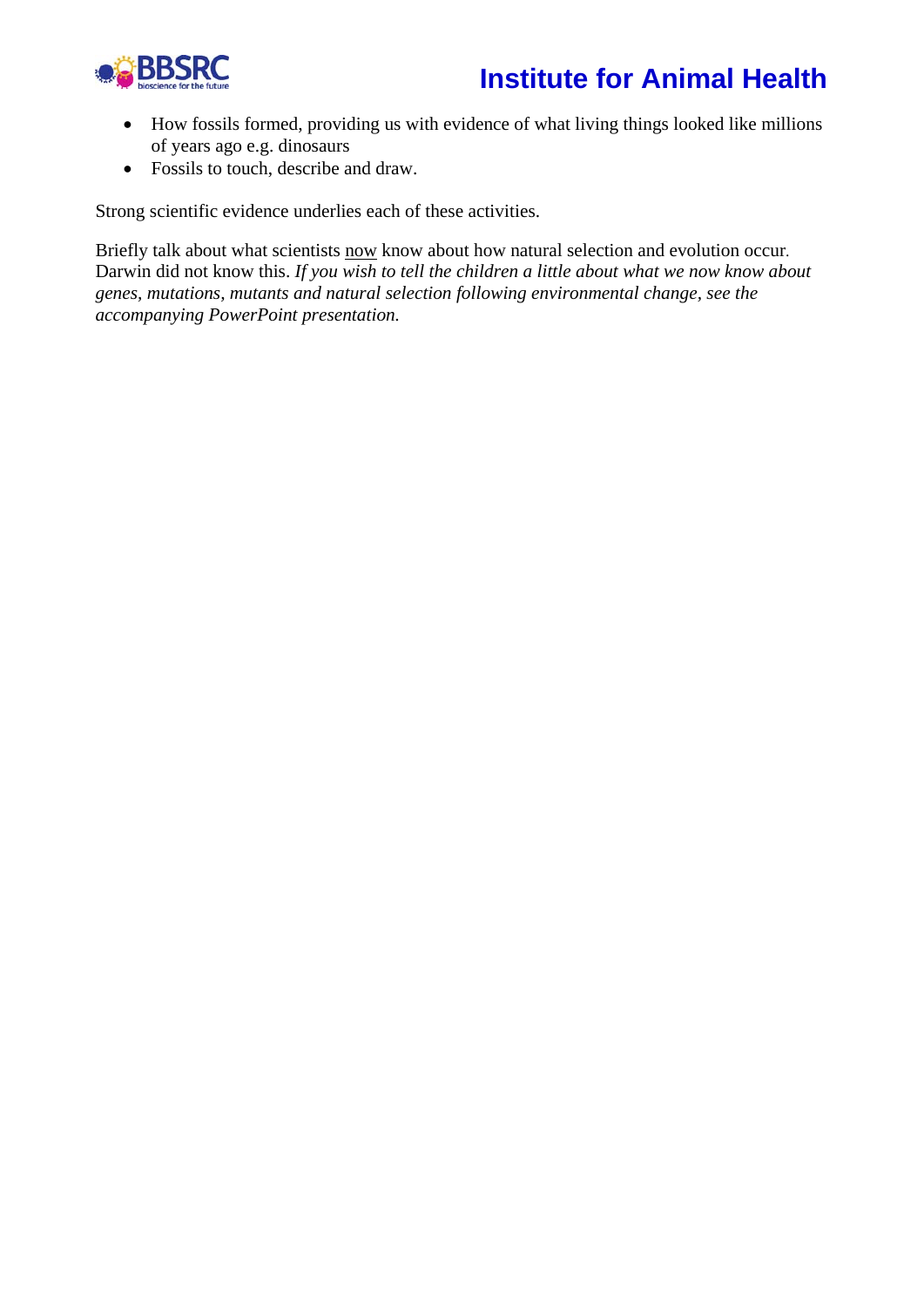- How fossils formed, providing us with evidence of what living things looked like millions of years ago e.g. dinosaurs
- Fossils to touch, describe and draw.

Strong scientific evidence underlies each of these activities.

Briefly talk about what scientists <u>now</u> know about how natural selection and evolution occur. Darwin did not know this. *If you wish to tell the children a little about what we now know about genes, mutations, mutants and natural selection following environmental change, see the accompanying PowerPoint presentation.*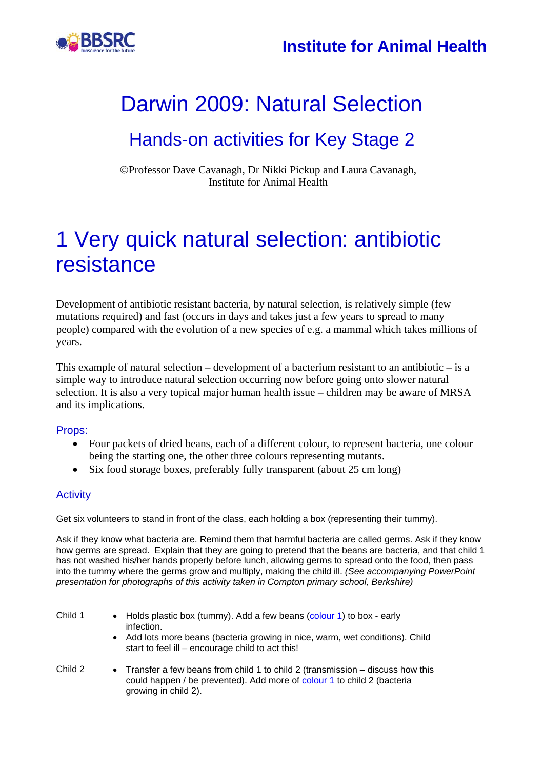# Darwin 2009: Natural Selection

## Hands-on activities for Key Stage 2

©Professor Dave Cavanagh, Dr Nikki Pickup and Laura Cavanagh,
Institute for Animal Health

# 1 Very quick natural selection: antibiotic resistance

Development of antibiotic resistant bacteria, by natural selection, is relatively simple (few mutations required) and fast (occurs in days and takes just a few years to spread to many people) compared with the evolution of a new species of e.g. a mammal which takes millions of years.

This example of natural selection – development of a bacterium resistant to an antibiotic – is a simple way to introduce natural selection occurring now before going onto slower natural selection. It is also a very topical major human health issue – children may be aware of MRSA and its implications.

### Props:

- Four packets of dried beans, each of a different colour, to represent bacteria, one colour being the starting one, the other three colours representing mutants.
- Six food storage boxes, preferably fully transparent (about 25 cm long)

### Activity

Get six volunteers to stand in front of the class, each holding a box (representing their tummy).

Ask if they know what bacteria are. Remind them that harmful bacteria are called germs. Ask if they know how germs are spread. Explain that they are going to pretend that the beans are bacteria, and that child 1 has not washed his/her hands properly before lunch, allowing germs to spread onto the food, then pass into the tummy where the germs grow and multiply, making the child ill. *(See accompanying PowerPoint presentation for photographs of this activity taken in Compton primary school, Berkshire)*

Child 1
- Holds plastic box (tummy). Add a few beans (colour 1) to box - early infection.
- Add lots more beans (bacteria growing in nice, warm, wet conditions). Child start to feel ill – encourage child to act this!

Child 2
- Transfer a few beans from child 1 to child 2 (transmission – discuss how this could happen / be prevented). Add more of colour 1 to child 2 (bacteria growing in child 2).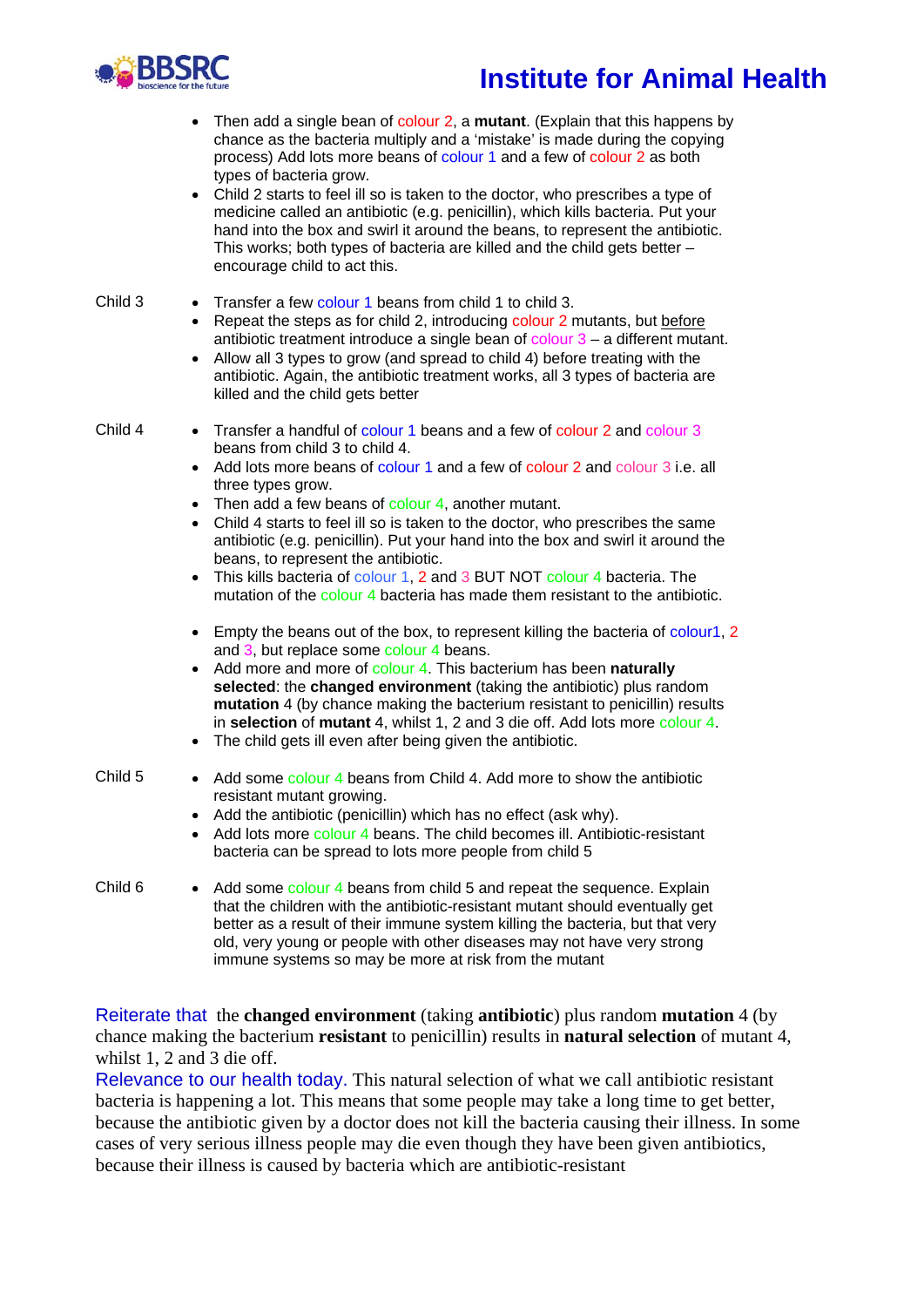- Then add a single bean of colour 2, a **mutant**. (Explain that this happens by chance as the bacteria multiply and a 'mistake' is made during the copying process) Add lots more beans of colour 1 and a few of colour 2 as both types of bacteria grow.
- Child 2 starts to feel ill so is taken to the doctor, who prescribes a type of medicine called an antibiotic (e.g. penicillin), which kills bacteria. Put your hand into the box and swirl it around the beans, to represent the antibiotic. This works; both types of bacteria are killed and the child gets better – encourage child to act this.

Child 3

- Transfer a few colour 1 beans from child 1 to child 3.
- Repeat the steps as for child 2, introducing colour 2 mutants, but before antibiotic treatment introduce a single bean of colour 3 – a different mutant.
- Allow all 3 types to grow (and spread to child 4) before treating with the antibiotic. Again, the antibiotic treatment works, all 3 types of bacteria are killed and the child gets better

Child 4

- Transfer a handful of colour 1 beans and a few of colour 2 and colour 3 beans from child 3 to child 4.
- Add lots more beans of colour 1 and a few of colour 2 and colour 3 i.e. all three types grow.
- Then add a few beans of colour 4, another mutant.
- Child 4 starts to feel ill so is taken to the doctor, who prescribes the same antibiotic (e.g. penicillin). Put your hand into the box and swirl it around the beans, to represent the antibiotic.
- This kills bacteria of colour 1, 2 and 3 BUT NOT colour 4 bacteria. The mutation of the colour 4 bacteria has made them resistant to the antibiotic.

- Empty the beans out of the box, to represent killing the bacteria of colour1, 2 and 3, but replace some colour 4 beans.
- Add more and more of colour 4. This bacterium has been **naturally selected**: the **changed environment** (taking the antibiotic) plus random **mutation** 4 (by chance making the bacterium resistant to penicillin) results in **selection** of **mutant** 4, whilst 1, 2 and 3 die off. Add lots more colour 4.
- The child gets ill even after being given the antibiotic.

Child 5

- Add some colour 4 beans from Child 4. Add more to show the antibiotic resistant mutant growing.
- Add the antibiotic (penicillin) which has no effect (ask why).
- Add lots more colour 4 beans. The child becomes ill. Antibiotic-resistant bacteria can be spread to lots more people from child 5

Child 6

- Add some colour 4 beans from child 5 and repeat the sequence. Explain that the children with the antibiotic-resistant mutant should eventually get better as a result of their immune system killing the bacteria, but that very old, very young or people with other diseases may not have very strong immune systems so may be more at risk from the mutant

Reiterate that the **changed environment** (taking **antibiotic**) plus random **mutation** 4 (by chance making the bacterium **resistant** to penicillin) results in **natural selection** of mutant 4, whilst 1, 2 and 3 die off.

Relevance to our health today. This natural selection of what we call antibiotic resistant bacteria is happening a lot. This means that some people may take a long time to get better, because the antibiotic given by a doctor does not kill the bacteria causing their illness. In some cases of very serious illness people may die even though they have been given antibiotics, because their illness is caused by bacteria which are antibiotic-resistant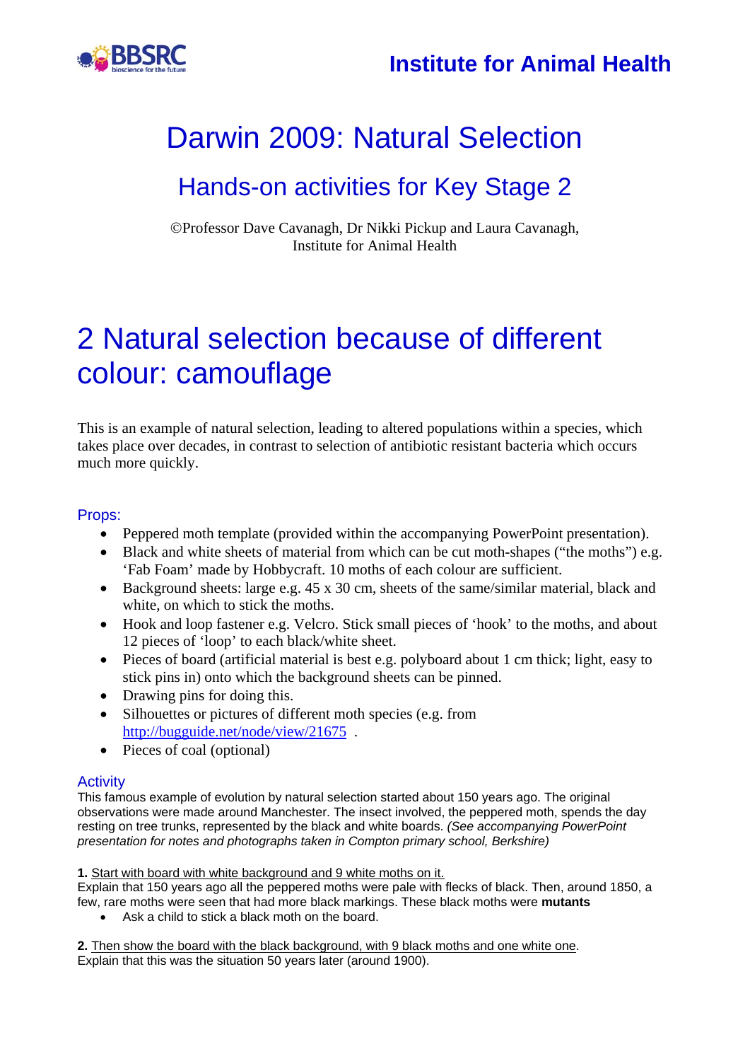Institute for Animal Health

# Darwin 2009: Natural Selection

## Hands-on activities for Key Stage 2

©Professor Dave Cavanagh, Dr Nikki Pickup and Laura Cavanagh,
Institute for Animal Health

# 2 Natural selection because of different colour: camouflage

This is an example of natural selection, leading to altered populations within a species, which takes place over decades, in contrast to selection of antibiotic resistant bacteria which occurs much more quickly.

### Props:

- Peppered moth template (provided within the accompanying PowerPoint presentation).
- Black and white sheets of material from which can be cut moth-shapes ("the moths") e.g. 'Fab Foam' made by Hobbycraft. 10 moths of each colour are sufficient.
- Background sheets: large e.g. 45 x 30 cm, sheets of the same/similar material, black and white, on which to stick the moths.
- Hook and loop fastener e.g. Velcro. Stick small pieces of 'hook' to the moths, and about 12 pieces of 'loop' to each black/white sheet.
- Pieces of board (artificial material is best e.g. polyboard about 1 cm thick; light, easy to stick pins in) onto which the background sheets can be pinned.
- Drawing pins for doing this.
- Silhouettes or pictures of different moth species (e.g. from http://bugguide.net/node/view/21675 .
- Pieces of coal (optional)

### Activity

This famous example of evolution by natural selection started about 150 years ago. The original observations were made around Manchester. The insect involved, the peppered moth, spends the day resting on tree trunks, represented by the black and white boards. *(See accompanying PowerPoint presentation for notes and photographs taken in Compton primary school, Berkshire)*

**1.** Start with board with white background and 9 white moths on it.
Explain that 150 years ago all the peppered moths were pale with flecks of black. Then, around 1850, a few, rare moths were seen that had more black markings. These black moths were **mutants**

- Ask a child to stick a black moth on the board.

**2.** Then show the board with the black background, with 9 black moths and one white one.
Explain that this was the situation 50 years later (around 1900).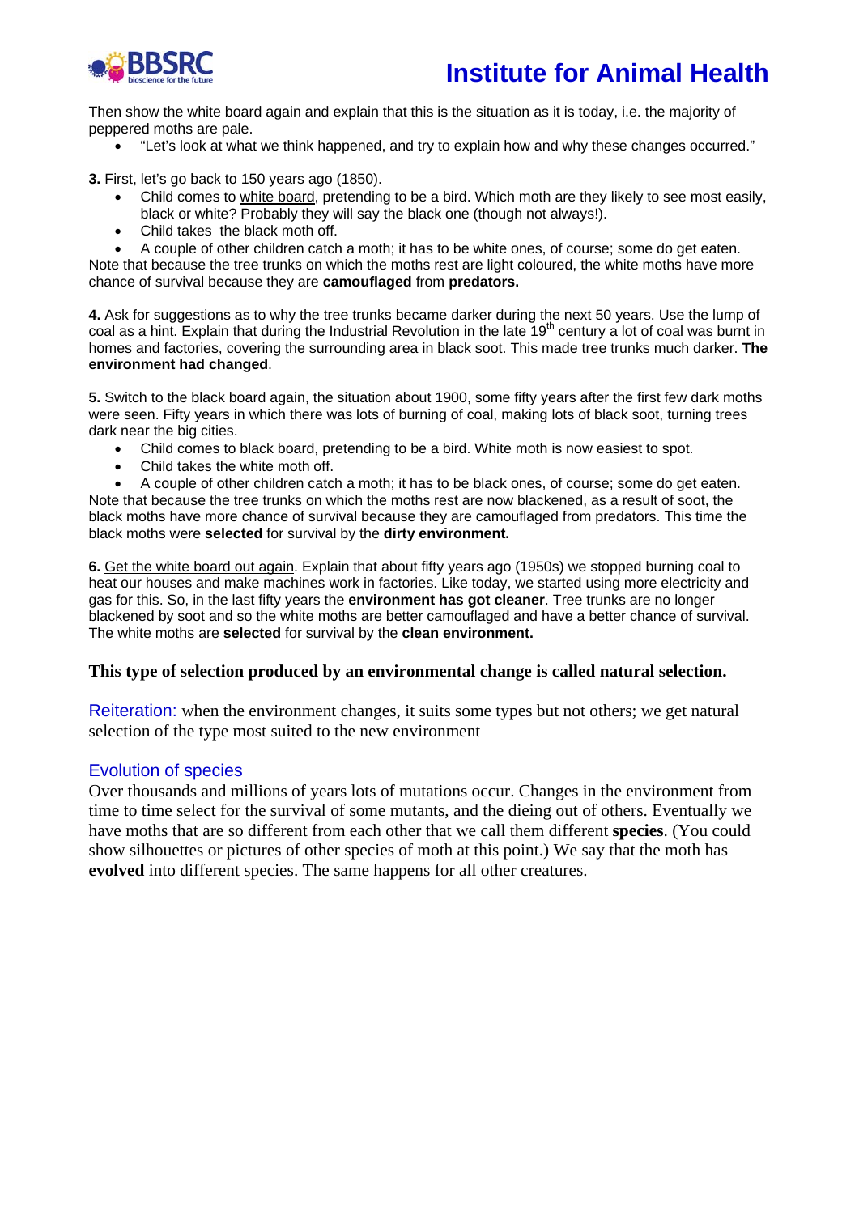Then show the white board again and explain that this is the situation as it is today, i.e. the majority of peppered moths are pale.

- "Let's look at what we think happened, and try to explain how and why these changes occurred."

**3.** First, let's go back to 150 years ago (1850).

- Child comes to white board, pretending to be a bird. Which moth are they likely to see most easily, black or white? Probably they will say the black one (though not always!).
- Child takes the black moth off.
- A couple of other children catch a moth; it has to be white ones, of course; some do get eaten.

Note that because the tree trunks on which the moths rest are light coloured, the white moths have more chance of survival because they are **camouflaged** from **predators.**

**4.** Ask for suggestions as to why the tree trunks became darker during the next 50 years. Use the lump of coal as a hint. Explain that during the Industrial Revolution in the late 19th century a lot of coal was burnt in homes and factories, covering the surrounding area in black soot. This made tree trunks much darker. **The environment had changed**.

**5.** Switch to the black board again, the situation about 1900, some fifty years after the first few dark moths were seen. Fifty years in which there was lots of burning of coal, making lots of black soot, turning trees dark near the big cities.

- Child comes to black board, pretending to be a bird. White moth is now easiest to spot.
- Child takes the white moth off.
- A couple of other children catch a moth; it has to be black ones, of course; some do get eaten.

Note that because the tree trunks on which the moths rest are now blackened, as a result of soot, the black moths have more chance of survival because they are camouflaged from predators. This time the black moths were **selected** for survival by the **dirty environment.**

**6.** Get the white board out again. Explain that about fifty years ago (1950s) we stopped burning coal to heat our houses and make machines work in factories. Like today, we started using more electricity and gas for this. So, in the last fifty years the **environment has got cleaner**. Tree trunks are no longer blackened by soot and so the white moths are better camouflaged and have a better chance of survival. The white moths are **selected** for survival by the **clean environment.**

**This type of selection produced by an environmental change is called natural selection.**

Reiteration: when the environment changes, it suits some types but not others; we get natural selection of the type most suited to the new environment

## Evolution of species

Over thousands and millions of years lots of mutations occur. Changes in the environment from time to time select for the survival of some mutants, and the dieing out of others. Eventually we have moths that are so different from each other that we call them different **species**. (You could show silhouettes or pictures of other species of moth at this point.) We say that the moth has **evolved** into different species. The same happens for all other creatures.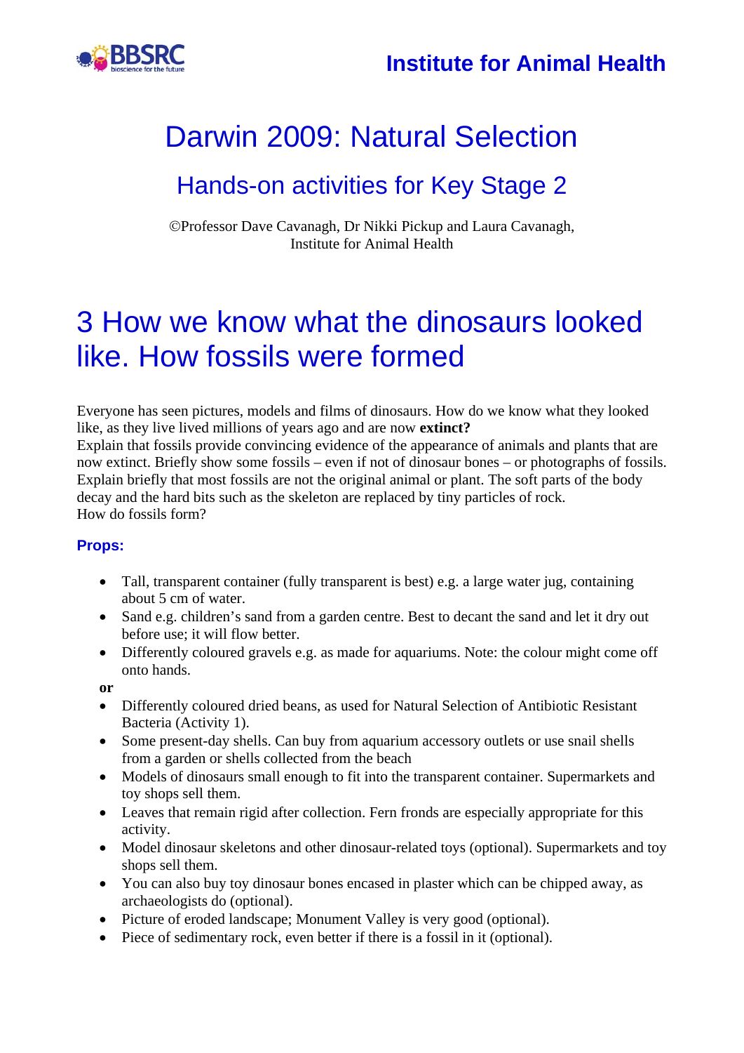Institute for Animal Health

# Darwin 2009: Natural Selection

## Hands-on activities for Key Stage 2

©Professor Dave Cavanagh, Dr Nikki Pickup and Laura Cavanagh,
Institute for Animal Health

# 3 How we know what the dinosaurs looked like. How fossils were formed

Everyone has seen pictures, models and films of dinosaurs. How do we know what they looked like, as they live lived millions of years ago and are now **extinct?**
Explain that fossils provide convincing evidence of the appearance of animals and plants that are now extinct. Briefly show some fossils – even if not of dinosaur bones – or photographs of fossils. Explain briefly that most fossils are not the original animal or plant. The soft parts of the body decay and the hard bits such as the skeleton are replaced by tiny particles of rock.
How do fossils form?

### Props:

- Tall, transparent container (fully transparent is best) e.g. a large water jug, containing about 5 cm of water.
- Sand e.g. children's sand from a garden centre. Best to decant the sand and let it dry out before use; it will flow better.
- Differently coloured gravels e.g. as made for aquariums. Note: the colour might come off onto hands.

**or**

- Differently coloured dried beans, as used for Natural Selection of Antibiotic Resistant Bacteria (Activity 1).
- Some present-day shells. Can buy from aquarium accessory outlets or use snail shells from a garden or shells collected from the beach
- Models of dinosaurs small enough to fit into the transparent container. Supermarkets and toy shops sell them.
- Leaves that remain rigid after collection. Fern fronds are especially appropriate for this activity.
- Model dinosaur skeletons and other dinosaur-related toys (optional). Supermarkets and toy shops sell them.
- You can also buy toy dinosaur bones encased in plaster which can be chipped away, as archaeologists do (optional).
- Picture of eroded landscape; Monument Valley is very good (optional).
- Piece of sedimentary rock, even better if there is a fossil in it (optional).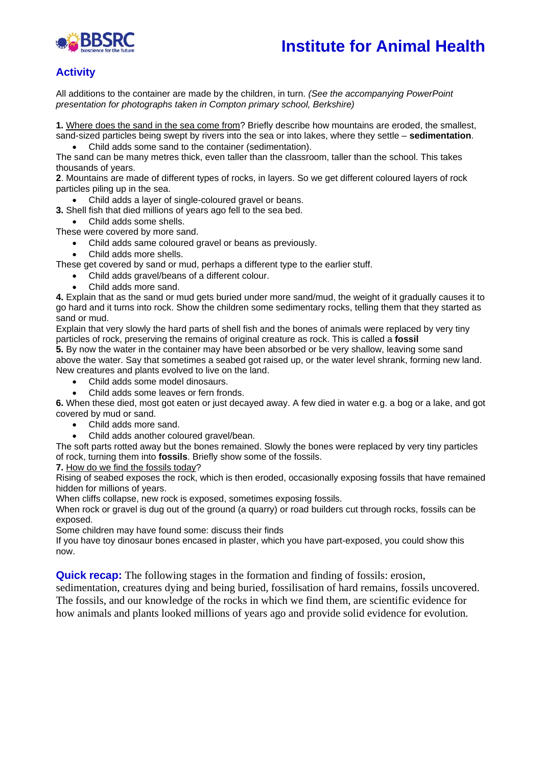## Activity

All additions to the container are made by the children, in turn. *(See the accompanying PowerPoint presentation for photographs taken in Compton primary school, Berkshire)*

**1.** Where does the sand in the sea come from? Briefly describe how mountains are eroded, the smallest, sand-sized particles being swept by rivers into the sea or into lakes, where they settle – **sedimentation**.

- Child adds some sand to the container (sedimentation).

The sand can be many metres thick, even taller than the classroom, taller than the school. This takes thousands of years.

**2**. Mountains are made of different types of rocks, in layers. So we get different coloured layers of rock particles piling up in the sea.

- Child adds a layer of single-coloured gravel or beans.

**3.** Shell fish that died millions of years ago fell to the sea bed.

- Child adds some shells.

These were covered by more sand.

- Child adds same coloured gravel or beans as previously.
- Child adds more shells.

These get covered by sand or mud, perhaps a different type to the earlier stuff.

- Child adds gravel/beans of a different colour.
- Child adds more sand.

**4.** Explain that as the sand or mud gets buried under more sand/mud, the weight of it gradually causes it to go hard and it turns into rock. Show the children some sedimentary rocks, telling them that they started as sand or mud.

Explain that very slowly the hard parts of shell fish and the bones of animals were replaced by very tiny particles of rock, preserving the remains of original creature as rock. This is called a **fossil**

**5.** By now the water in the container may have been absorbed or be very shallow, leaving some sand above the water. Say that sometimes a seabed got raised up, or the water level shrank, forming new land. New creatures and plants evolved to live on the land.

- Child adds some model dinosaurs.
- Child adds some leaves or fern fronds.

**6.** When these died, most got eaten or just decayed away. A few died in water e.g. a bog or a lake, and got covered by mud or sand.

- Child adds more sand.
- Child adds another coloured gravel/bean.

The soft parts rotted away but the bones remained. Slowly the bones were replaced by very tiny particles of rock, turning them into **fossils**. Briefly show some of the fossils.

**7.** How do we find the fossils today?

Rising of seabed exposes the rock, which is then eroded, occasionally exposing fossils that have remained hidden for millions of years.

When cliffs collapse, new rock is exposed, sometimes exposing fossils.

When rock or gravel is dug out of the ground (a quarry) or road builders cut through rocks, fossils can be exposed.

Some children may have found some: discuss their finds

If you have toy dinosaur bones encased in plaster, which you have part-exposed, you could show this now.

**Quick recap:** The following stages in the formation and finding of fossils: erosion, sedimentation, creatures dying and being buried, fossilisation of hard remains, fossils uncovered. The fossils, and our knowledge of the rocks in which we find them, are scientific evidence for how animals and plants looked millions of years ago and provide solid evidence for evolution.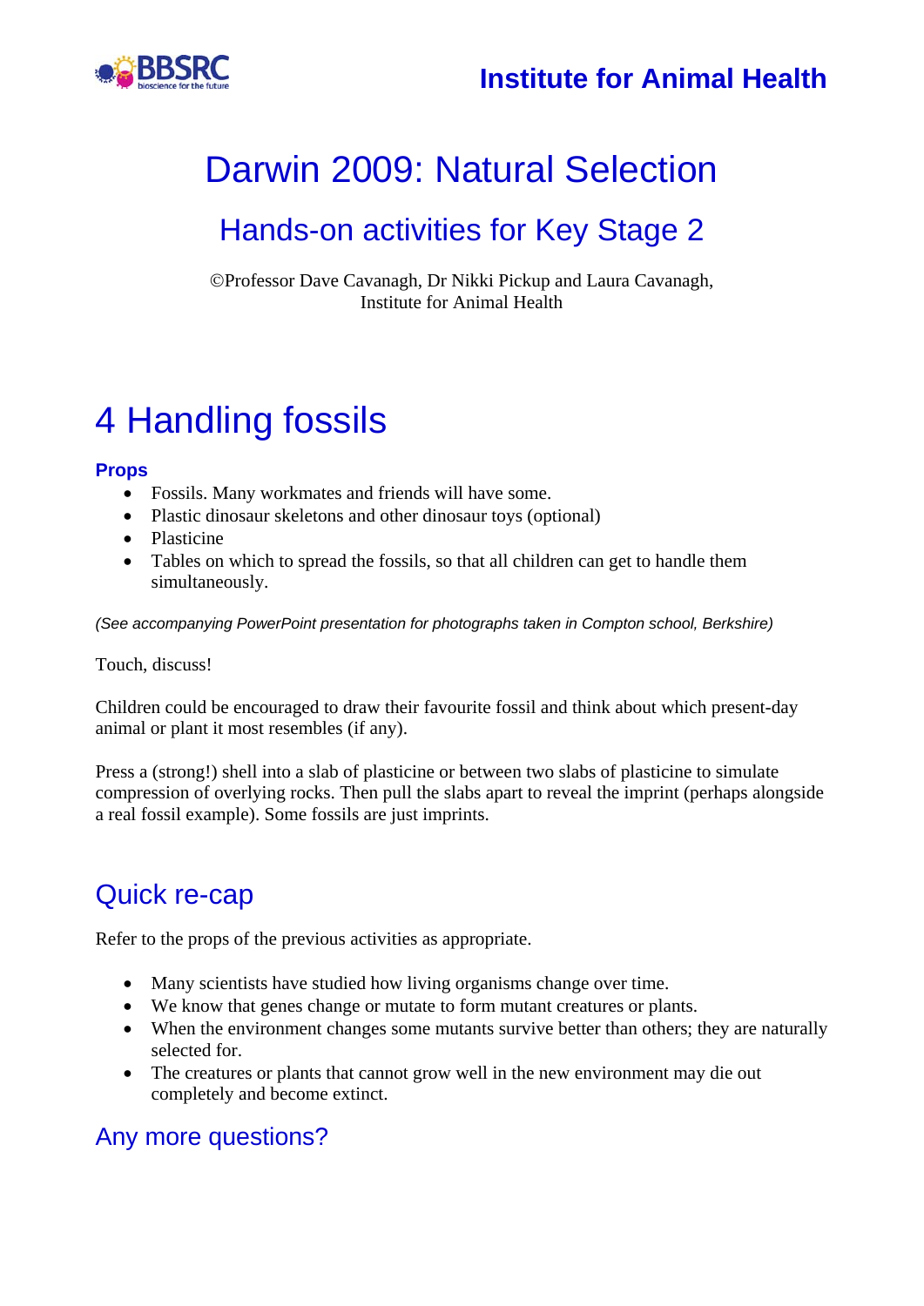Institute for Animal Health

# Darwin 2009: Natural Selection

## Hands-on activities for Key Stage 2

©Professor Dave Cavanagh, Dr Nikki Pickup and Laura Cavanagh,
Institute for Animal Health

# 4 Handling fossils

### Props

- Fossils. Many workmates and friends will have some.
- Plastic dinosaur skeletons and other dinosaur toys (optional)
- Plasticine
- Tables on which to spread the fossils, so that all children can get to handle them simultaneously.

*(See accompanying PowerPoint presentation for photographs taken in Compton school, Berkshire)*

Touch, discuss!

Children could be encouraged to draw their favourite fossil and think about which present-day animal or plant it most resembles (if any).

Press a (strong!) shell into a slab of plasticine or between two slabs of plasticine to simulate compression of overlying rocks. Then pull the slabs apart to reveal the imprint (perhaps alongside a real fossil example). Some fossils are just imprints.

## Quick re-cap

Refer to the props of the previous activities as appropriate.

- Many scientists have studied how living organisms change over time.
- We know that genes change or mutate to form mutant creatures or plants.
- When the environment changes some mutants survive better than others; they are naturally selected for.
- The creatures or plants that cannot grow well in the new environment may die out completely and become extinct.

## Any more questions?